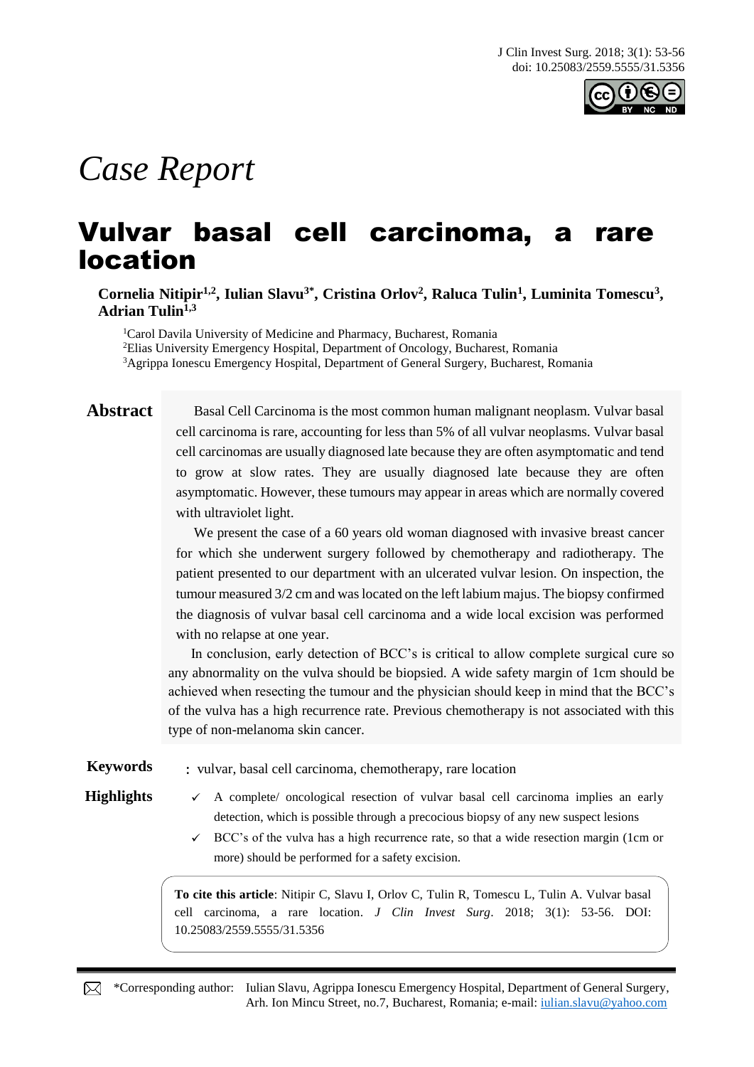*Case Report*

# Vulvar basal cell carcinoma, a rare location

**Cornelia Nitipir[1,2], Iulian Slavu[3*], Cristina Orlov[2], Raluca Tulin[1], Luminita Tomescu[3], Adrian Tulin[1,3]**

[1]Carol Davila University of Medicine and Pharmacy, Bucharest, Romania
[2]Elias University Emergency Hospital, Department of Oncology, Bucharest, Romania
[3]Agrippa Ionescu Emergency Hospital, Department of General Surgery, Bucharest, Romania

## Abstract

Basal Cell Carcinoma is the most common human malignant neoplasm. Vulvar basal cell carcinoma is rare, accounting for less than 5% of all vulvar neoplasms. Vulvar basal cell carcinomas are usually diagnosed late because they are often asymptomatic and tend to grow at slow rates. They are usually diagnosed late because they are often asymptomatic. However, these tumours may appear in areas which are normally covered with ultraviolet light.

We present the case of a 60 years old woman diagnosed with invasive breast cancer for which she underwent surgery followed by chemotherapy and radiotherapy. The patient presented to our department with an ulcerated vulvar lesion. On inspection, the tumour measured 3/2 cm and was located on the left labium majus. The biopsy confirmed the diagnosis of vulvar basal cell carcinoma and a wide local excision was performed with no relapse at one year.

In conclusion, early detection of BCC's is critical to allow complete surgical cure so any abnormality on the vulva should be biopsied. A wide safety margin of 1cm should be achieved when resecting the tumour and the physician should keep in mind that the BCC's of the vulva has a high recurrence rate. Previous chemotherapy is not associated with this type of non-melanoma skin cancer.

**Keywords**: vulvar, basal cell carcinoma, chemotherapy, rare location

**Highlights**

- ✓ A complete/ oncological resection of vulvar basal cell carcinoma implies an early detection, which is possible through a precocious biopsy of any new suspect lesions
- ✓ BCC's of the vulva has a high recurrence rate, so that a wide resection margin (1cm or more) should be performed for a safety excision.

**To cite this article**: Nitipir C, Slavu I, Orlov C, Tulin R, Tomescu L, Tulin A. Vulvar basal cell carcinoma, a rare location. *J Clin Invest Surg*. 2018; 3(1): 53-56. DOI: 10.25083/2559.5555/31.5356

*Corresponding author: Iulian Slavu, Agrippa Ionescu Emergency Hospital, Department of General Surgery, Arh. Ion Mincu Street, no.7, Bucharest, Romania; e-mail: iulian.slavu@yahoo.com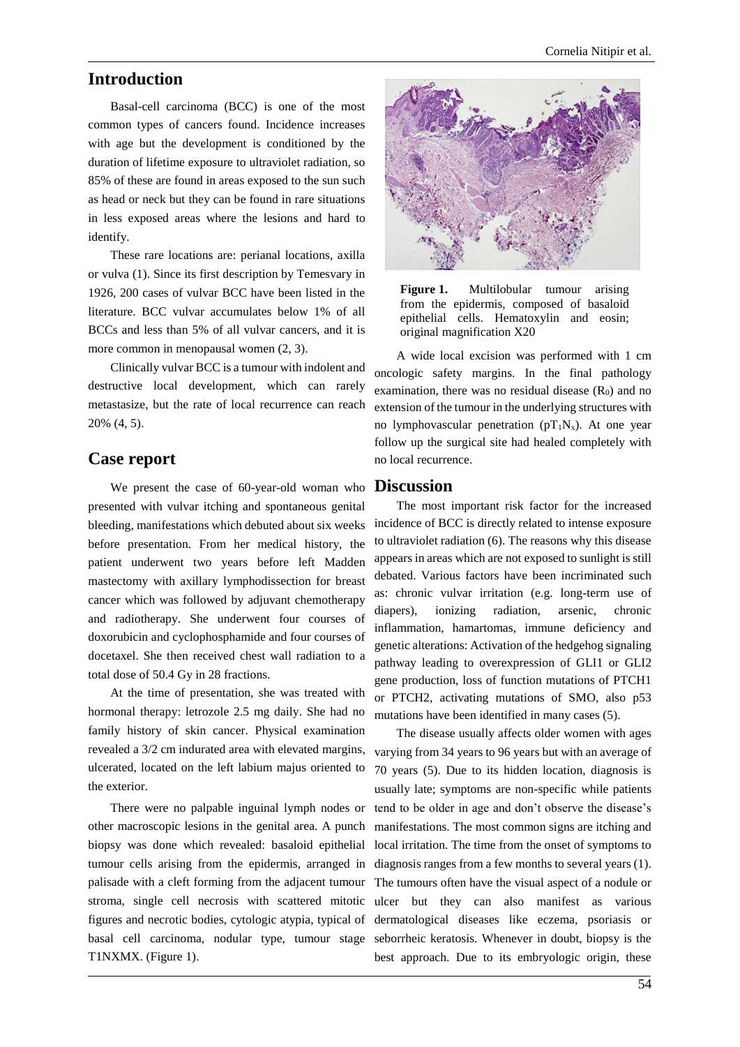## Introduction

Basal-cell carcinoma (BCC) is one of the most common types of cancers found. Incidence increases with age but the development is conditioned by the duration of lifetime exposure to ultraviolet radiation, so 85% of these are found in areas exposed to the sun such as head or neck but they can be found in rare situations in less exposed areas where the lesions and hard to identify.

These rare locations are: perianal locations, axilla or vulva (1). Since its first description by Temesvary in 1926, 200 cases of vulvar BCC have been listed in the literature. BCC vulvar accumulates below 1% of all BCCs and less than 5% of all vulvar cancers, and it is more common in menopausal women (2, 3).

Clinically vulvar BCC is a tumour with indolent and destructive local development, which can rarely metastasize, but the rate of local recurrence can reach 20% (4, 5).

## Case report

We present the case of 60-year-old woman who presented with vulvar itching and spontaneous genital bleeding, manifestations which debuted about six weeks before presentation. From her medical history, the patient underwent two years before left Madden mastectomy with axillary lymphodissection for breast cancer which was followed by adjuvant chemotherapy and radiotherapy. She underwent four courses of doxorubicin and cyclophosphamide and four courses of docetaxel. She then received chest wall radiation to a total dose of 50.4 Gy in 28 fractions.

At the time of presentation, she was treated with hormonal therapy: letrozole 2.5 mg daily. She had no family history of skin cancer. Physical examination revealed a 3/2 cm indurated area with elevated margins, ulcerated, located on the left labium majus oriented to the exterior.

There were no palpable inguinal lymph nodes or other macroscopic lesions in the genital area. A punch biopsy was done which revealed: basaloid epithelial tumour cells arising from the epidermis, arranged in palisade with a cleft forming from the adjacent tumour stroma, single cell necrosis with scattered mitotic figures and necrotic bodies, cytologic atypia, typical of basal cell carcinoma, nodular type, tumour stage T1NXMX. (Figure 1).

**Figure 1.** Multilobular tumour arising from the epidermis, composed of basaloid epithelial cells. Hematoxylin and eosin; original magnification X20

A wide local excision was performed with 1 cm oncologic safety margins. In the final pathology examination, there was no residual disease ($R_0$) and no extension of the tumour in the underlying structures with no lymphovascular penetration ($pT_1N_x$). At one year follow up the surgical site had healed completely with no local recurrence.

## Discussion

The most important risk factor for the increased incidence of BCC is directly related to intense exposure to ultraviolet radiation (6). The reasons why this disease appears in areas which are not exposed to sunlight is still debated. Various factors have been incriminated such as: chronic vulvar irritation (e.g. long-term use of diapers), ionizing radiation, arsenic, chronic inflammation, hamartomas, immune deficiency and genetic alterations: Activation of the hedgehog signaling pathway leading to overexpression of GLI1 or GLI2 gene production, loss of function mutations of PTCH1 or PTCH2, activating mutations of SMO, also p53 mutations have been identified in many cases (5).

The disease usually affects older women with ages varying from 34 years to 96 years but with an average of 70 years (5). Due to its hidden location, diagnosis is usually late; symptoms are non-specific while patients tend to be older in age and don't observe the disease's manifestations. The most common signs are itching and local irritation. The time from the onset of symptoms to diagnosis ranges from a few months to several years (1). The tumours often have the visual aspect of a nodule or ulcer but they can also manifest as various dermatological diseases like eczema, psoriasis or seborrheic keratosis. Whenever in doubt, biopsy is the best approach. Due to its embryologic origin, these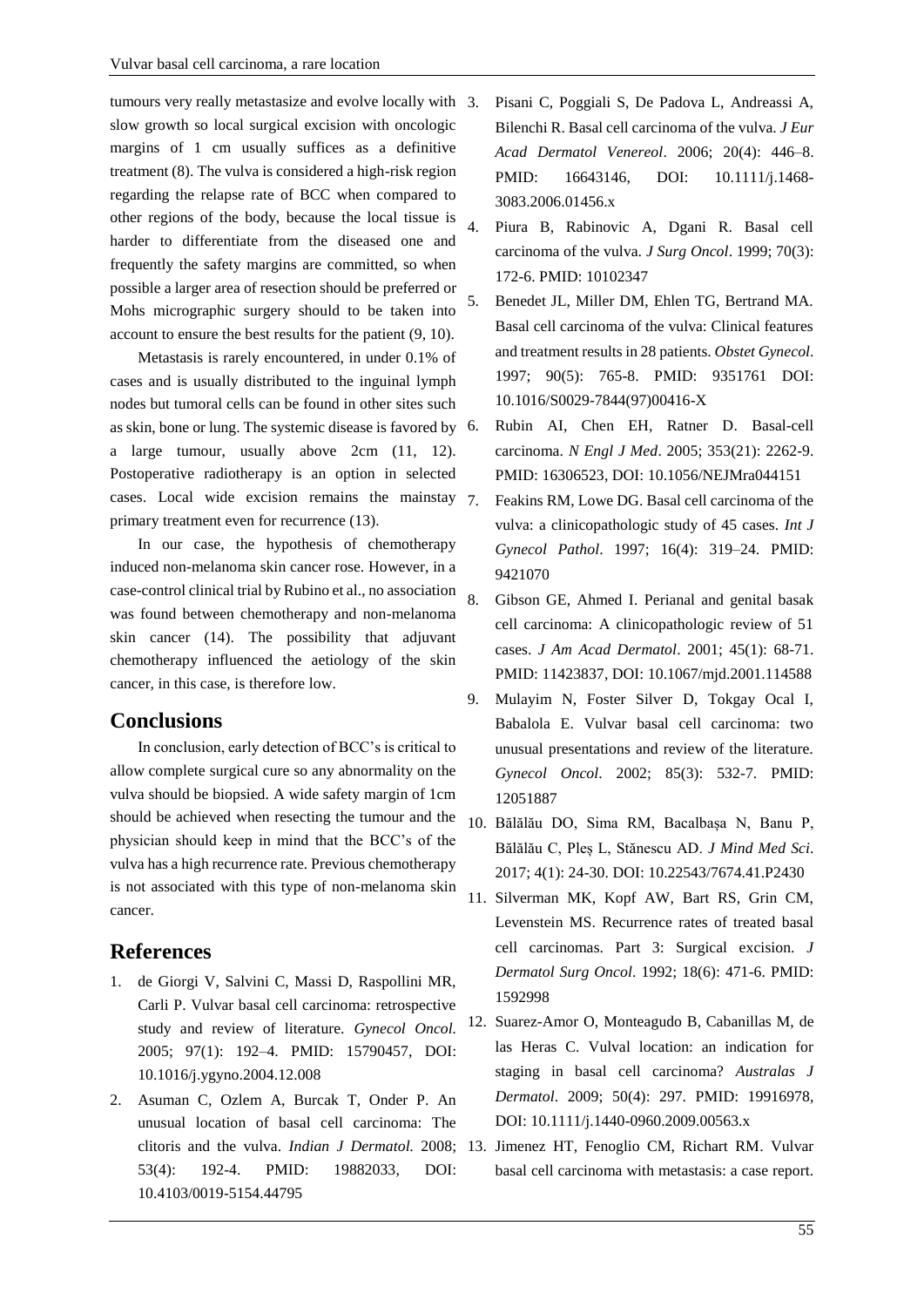tumours very really metastasize and evolve locally with slow growth so local surgical excision with oncologic margins of 1 cm usually suffices as a definitive treatment (8). The vulva is considered a high-risk region regarding the relapse rate of BCC when compared to other regions of the body, because the local tissue is harder to differentiate from the diseased one and frequently the safety margins are committed, so when possible a larger area of resection should be preferred or Mohs micrographic surgery should to be taken into account to ensure the best results for the patient (9, 10).

Metastasis is rarely encountered, in under 0.1% of cases and is usually distributed to the inguinal lymph nodes but tumoral cells can be found in other sites such as skin, bone or lung. The systemic disease is favored by a large tumour, usually above 2cm (11, 12). Postoperative radiotherapy is an option in selected cases. Local wide excision remains the mainstay primary treatment even for recurrence (13).

In our case, the hypothesis of chemotherapy induced non-melanoma skin cancer rose. However, in a case-control clinical trial by Rubino et al., no association was found between chemotherapy and non-melanoma skin cancer (14). The possibility that adjuvant chemotherapy influenced the aetiology of the skin cancer, in this case, is therefore low.

## Conclusions

In conclusion, early detection of BCC's is critical to allow complete surgical cure so any abnormality on the vulva should be biopsied. A wide safety margin of 1cm should be achieved when resecting the tumour and the physician should keep in mind that the BCC's of the vulva has a high recurrence rate. Previous chemotherapy is not associated with this type of non-melanoma skin cancer.

## References

1. de Giorgi V, Salvini C, Massi D, Raspollini MR, Carli P. Vulvar basal cell carcinoma: retrospective study and review of literature. *Gynecol Oncol.* 2005; 97(1): 192–4. PMID: 15790457, DOI: 10.1016/j.ygyno.2004.12.008
2. Asuman C, Ozlem A, Burcak T, Onder P. An unusual location of basal cell carcinoma: The clitoris and the vulva. *Indian J Dermatol.* 2008; 53(4): 192-4. PMID: 19882033, DOI: 10.4103/0019-5154.44795
3. Pisani C, Poggiali S, De Padova L, Andreassi A, Bilenchi R. Basal cell carcinoma of the vulva. *J Eur Acad Dermatol Venereol*. 2006; 20(4): 446–8. PMID: 16643146, DOI: 10.1111/j.1468-3083.2006.01456.x
4. Piura B, Rabinovic A, Dgani R. Basal cell carcinoma of the vulva. *J Surg Oncol*. 1999; 70(3): 172-6. PMID: 10102347
5. Benedet JL, Miller DM, Ehlen TG, Bertrand MA. Basal cell carcinoma of the vulva: Clinical features and treatment results in 28 patients. *Obstet Gynecol*. 1997; 90(5): 765-8. PMID: 9351761 DOI: 10.1016/S0029-7844(97)00416-X
6. Rubin AI, Chen EH, Ratner D. Basal-cell carcinoma. *N Engl J Med*. 2005; 353(21): 2262-9. PMID: 16306523, DOI: 10.1056/NEJMra044151
7. Feakins RM, Lowe DG. Basal cell carcinoma of the vulva: a clinicopathologic study of 45 cases. *Int J Gynecol Pathol*. 1997; 16(4): 319–24. PMID: 9421070
8. Gibson GE, Ahmed I. Perianal and genital basak cell carcinoma: A clinicopathologic review of 51 cases. *J Am Acad Dermatol*. 2001; 45(1): 68-71. PMID: 11423837, DOI: 10.1067/mjd.2001.114588
9. Mulayim N, Foster Silver D, Tokgay Ocal I, Babalola E. Vulvar basal cell carcinoma: two unusual presentations and review of the literature. *Gynecol Oncol*. 2002; 85(3): 532-7. PMID: 12051887
10. Bălălău DO, Sima RM, Bacalbașa N, Banu P, Bălălău C, Pleș L, Stănescu AD. *J Mind Med Sci*. 2017; 4(1): 24-30. DOI: 10.22543/7674.41.P2430
11. Silverman MK, Kopf AW, Bart RS, Grin CM, Levenstein MS. Recurrence rates of treated basal cell carcinomas. Part 3: Surgical excision. *J Dermatol Surg Oncol*. 1992; 18(6): 471-6. PMID: 1592998
12. Suarez-Amor O, Monteagudo B, Cabanillas M, de las Heras C. Vulval location: an indication for staging in basal cell carcinoma? *Australas J Dermatol*. 2009; 50(4): 297. PMID: 19916978, DOI: 10.1111/j.1440-0960.2009.00563.x
13. Jimenez HT, Fenoglio CM, Richart RM. Vulvar basal cell carcinoma with metastasis: a case report.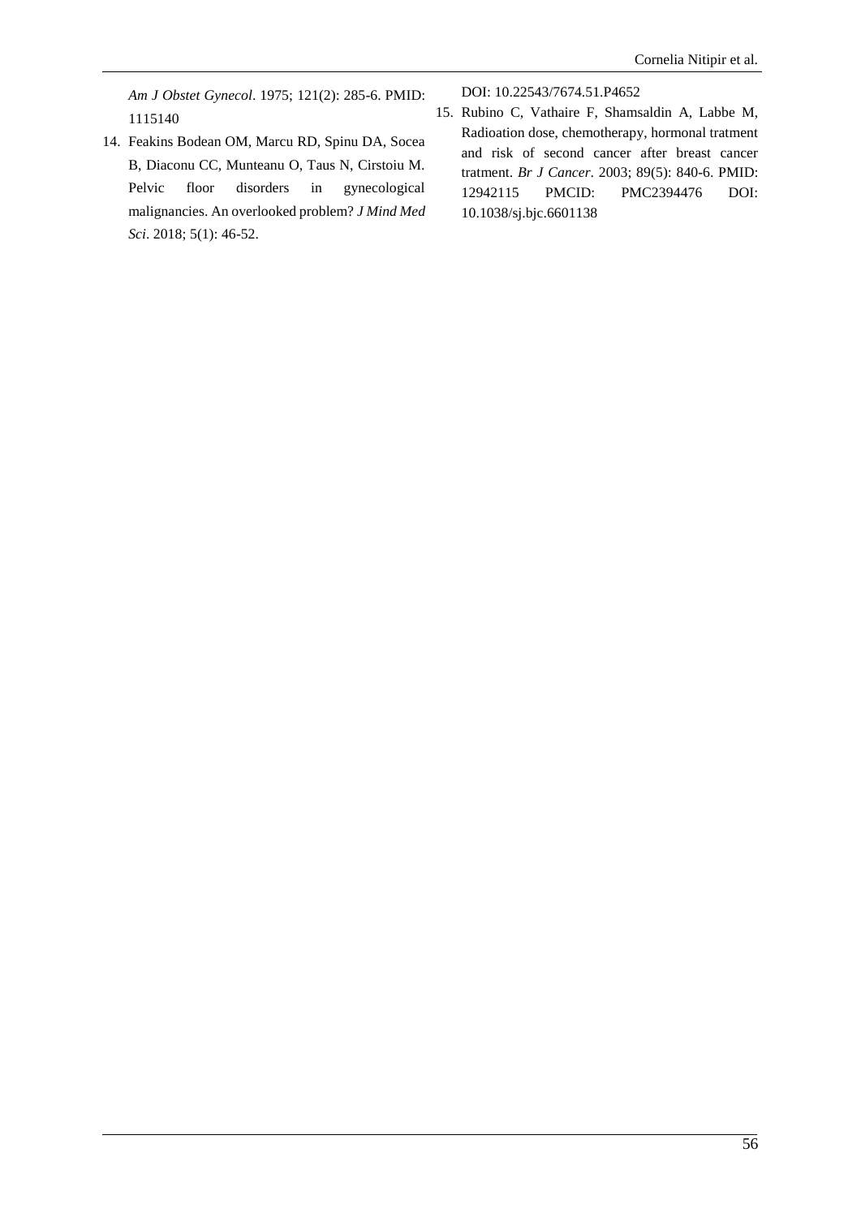*Am J Obstet Gynecol*. 1975; 121(2): 285-6. PMID: 1115140

14. Feakins Bodean OM, Marcu RD, Spinu DA, Socea B, Diaconu CC, Munteanu O, Taus N, Cirstoiu M. Pelvic floor disorders in gynecological malignancies. An overlooked problem? *J Mind Med Sci*. 2018; 5(1): 46-52. DOI: 10.22543/7674.51.P4652
15. Rubino C, Vathaire F, Shamsaldin A, Labbe M, Radioation dose, chemotherapy, hormonal tratment and risk of second cancer after breast cancer tratment. *Br J Cancer*. 2003; 89(5): 840-6. PMID: 12942115 PMCID: PMC2394476 DOI: 10.1038/sj.bjc.6601138